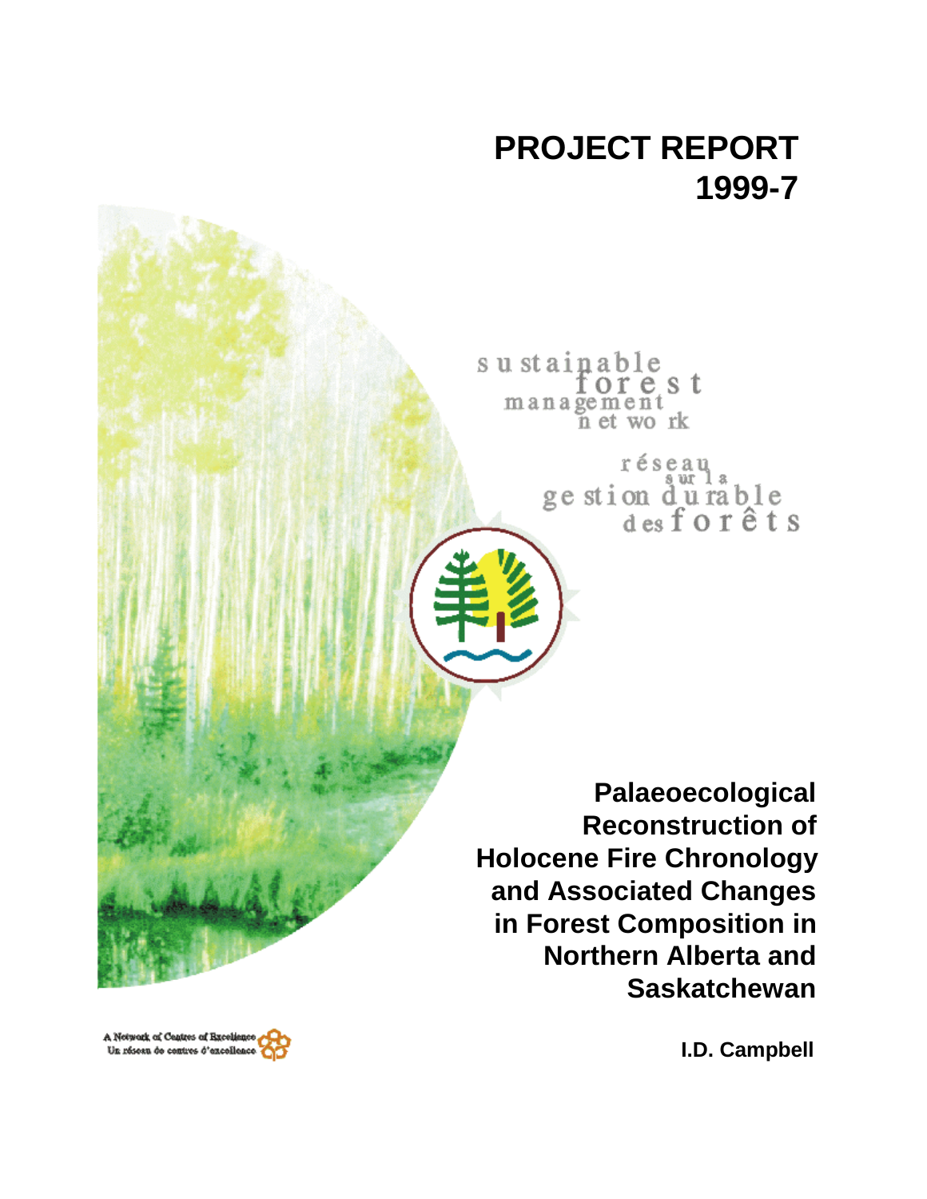# PROJECT REPORT 1999-7

sustainable forest management network

réseau sur la gestion durable des forêts

## Palaeoecological Reconstruction of Holocene Fire Chronology and Associated Changes in Forest Composition in Northern Alberta and Saskatchewan

**I.D. Campbell**

A Network of Centres of Excellence
Un réseau de centres d'excellence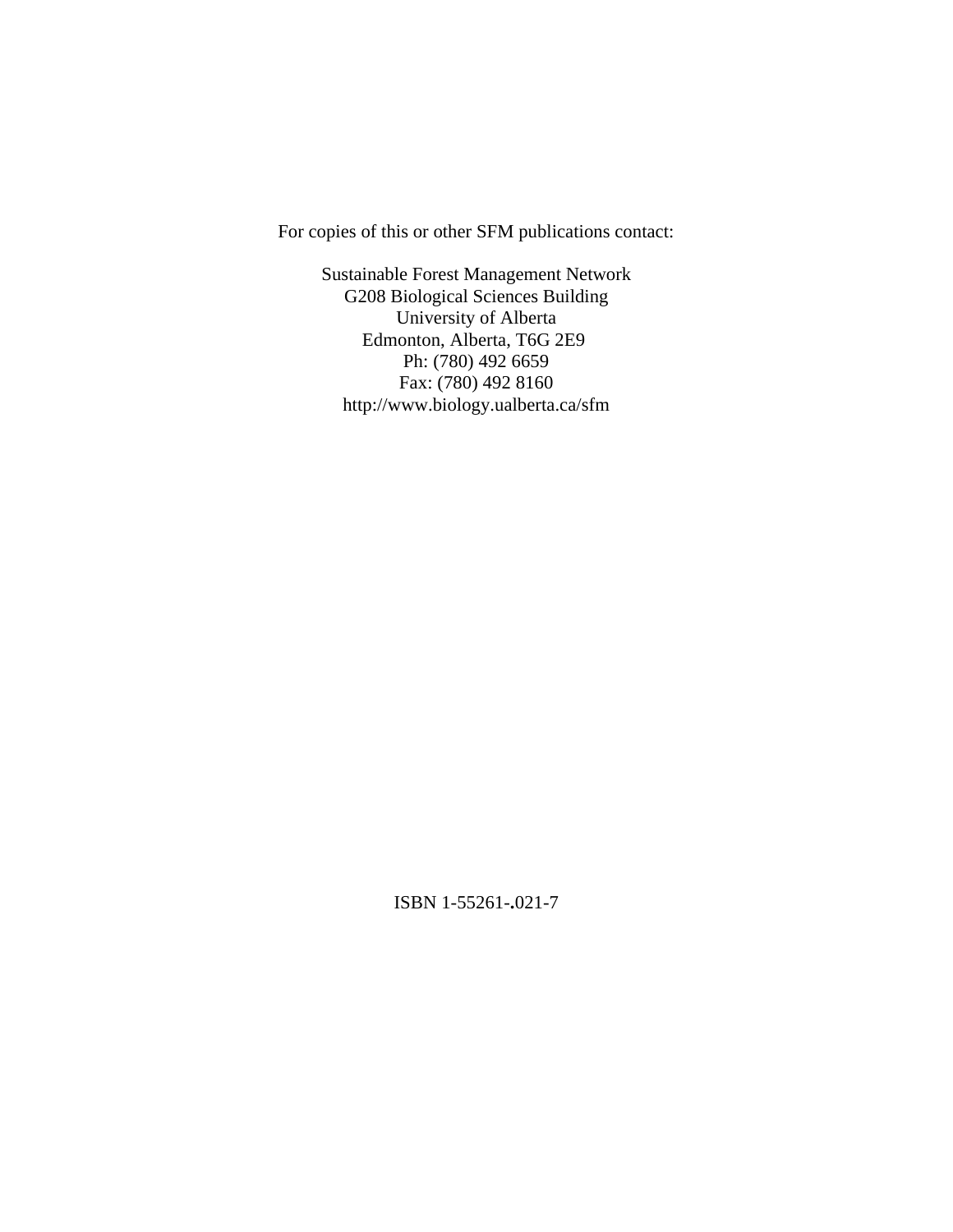For copies of this or other SFM publications contact:

Sustainable Forest Management Network
G208 Biological Sciences Building
University of Alberta
Edmonton, Alberta, T6G 2E9
Ph: (780) 492 6659
Fax: (780) 492 8160
http://www.biology.ualberta.ca/sfm

ISBN 1-55261-.021-7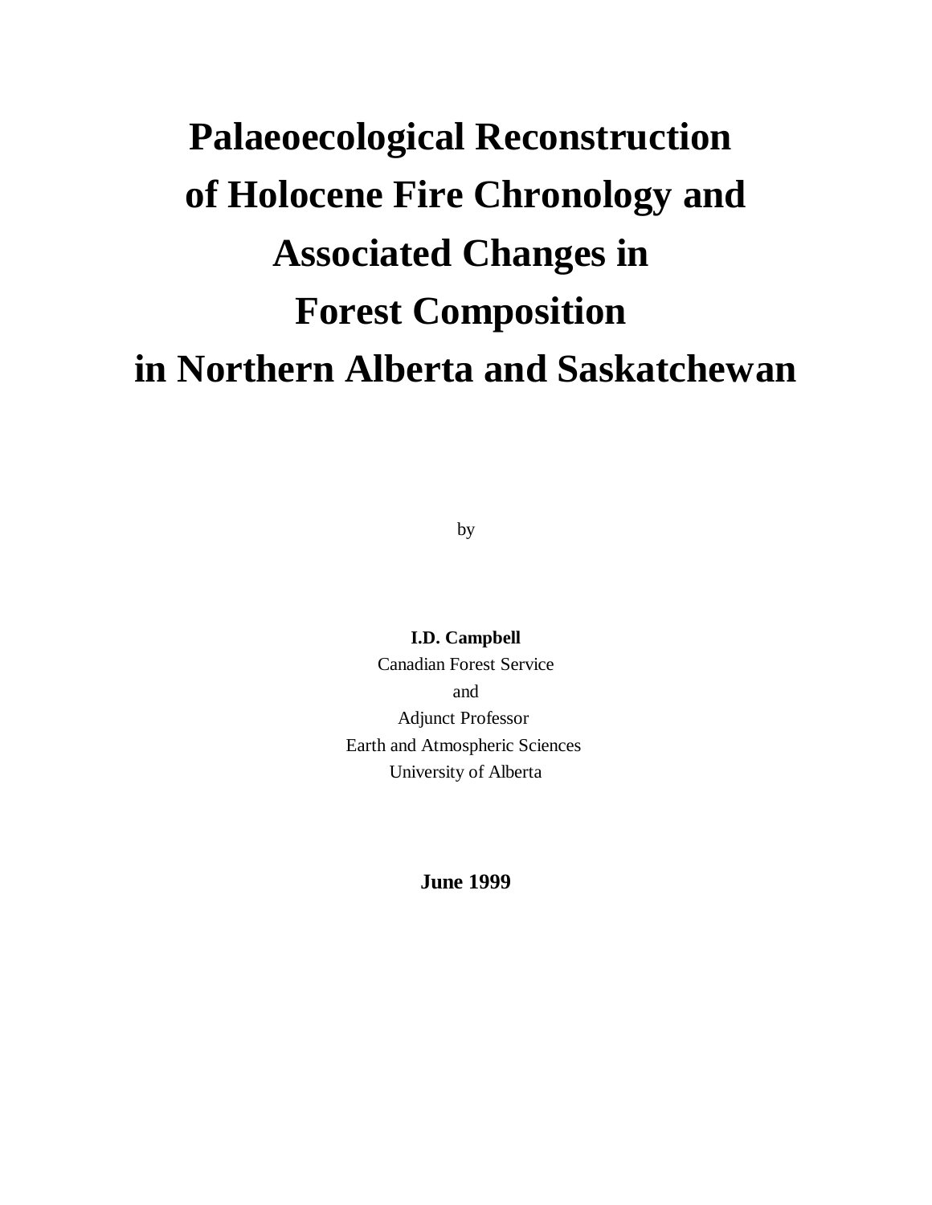# Palaeoecological Reconstruction of Holocene Fire Chronology and Associated Changes in Forest Composition in Northern Alberta and Saskatchewan

by

**I.D. Campbell**
Canadian Forest Service
and
Adjunct Professor
Earth and Atmospheric Sciences
University of Alberta

**June 1999**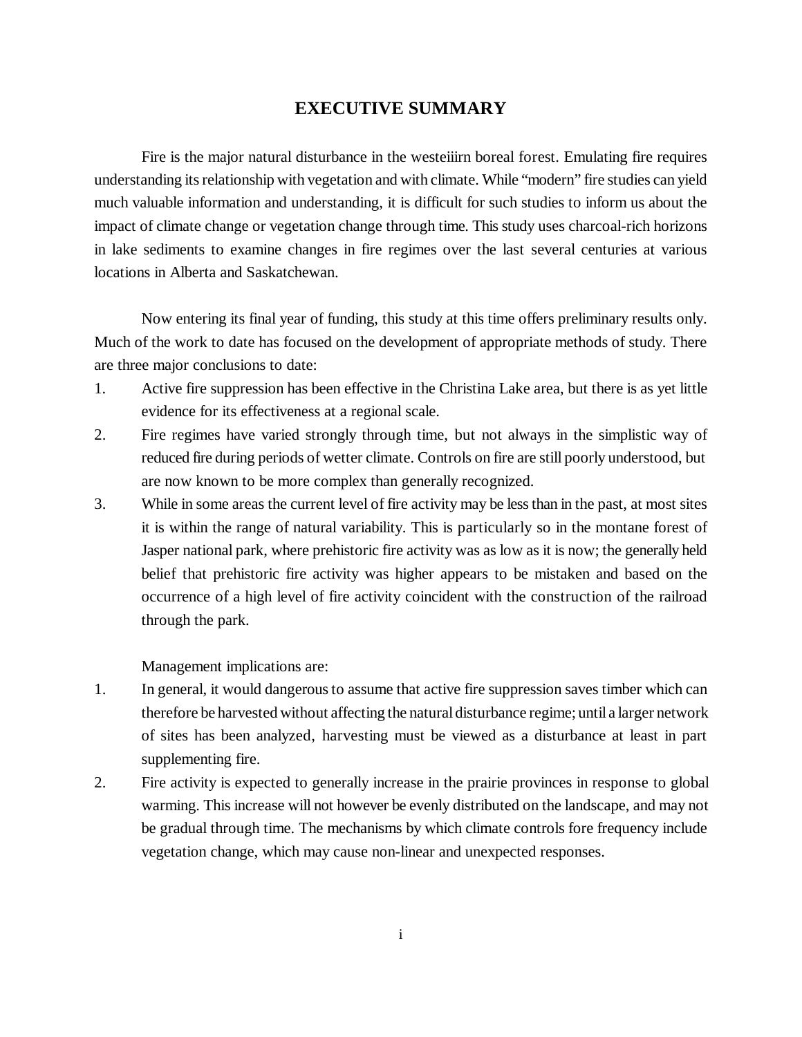# EXECUTIVE SUMMARY

Fire is the major natural disturbance in the westeiiirn boreal forest. Emulating fire requires understanding its relationship with vegetation and with climate. While "modern" fire studies can yield much valuable information and understanding, it is difficult for such studies to inform us about the impact of climate change or vegetation change through time. This study uses charcoal-rich horizons in lake sediments to examine changes in fire regimes over the last several centuries at various locations in Alberta and Saskatchewan.

Now entering its final year of funding, this study at this time offers preliminary results only. Much of the work to date has focused on the development of appropriate methods of study. There are three major conclusions to date:

1. Active fire suppression has been effective in the Christina Lake area, but there is as yet little evidence for its effectiveness at a regional scale.
2. Fire regimes have varied strongly through time, but not always in the simplistic way of reduced fire during periods of wetter climate. Controls on fire are still poorly understood, but are now known to be more complex than generally recognized.
3. While in some areas the current level of fire activity may be less than in the past, at most sites it is within the range of natural variability. This is particularly so in the montane forest of Jasper national park, where prehistoric fire activity was as low as it is now; the generally held belief that prehistoric fire activity was higher appears to be mistaken and based on the occurrence of a high level of fire activity coincident with the construction of the railroad through the park.

Management implications are:

1. In general, it would dangerous to assume that active fire suppression saves timber which can therefore be harvested without affecting the natural disturbance regime; until a larger network of sites has been analyzed, harvesting must be viewed as a disturbance at least in part supplementing fire.
2. Fire activity is expected to generally increase in the prairie provinces in response to global warming. This increase will not however be evenly distributed on the landscape, and may not be gradual through time. The mechanisms by which climate controls fore frequency include vegetation change, which may cause non-linear and unexpected responses.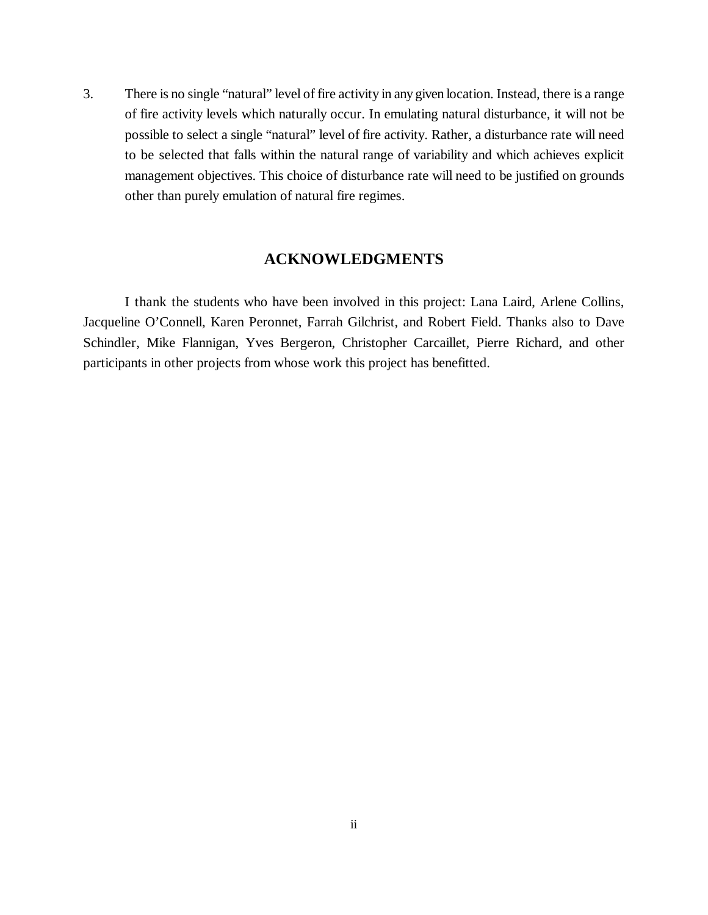3. There is no single "natural" level of fire activity in any given location. Instead, there is a range of fire activity levels which naturally occur. In emulating natural disturbance, it will not be possible to select a single "natural" level of fire activity. Rather, a disturbance rate will need to be selected that falls within the natural range of variability and which achieves explicit management objectives. This choice of disturbance rate will need to be justified on grounds other than purely emulation of natural fire regimes.

## ACKNOWLEDGMENTS

I thank the students who have been involved in this project: Lana Laird, Arlene Collins, Jacqueline O'Connell, Karen Peronnet, Farrah Gilchrist, and Robert Field. Thanks also to Dave Schindler, Mike Flannigan, Yves Bergeron, Christopher Carcaillet, Pierre Richard, and other participants in other projects from whose work this project has benefitted.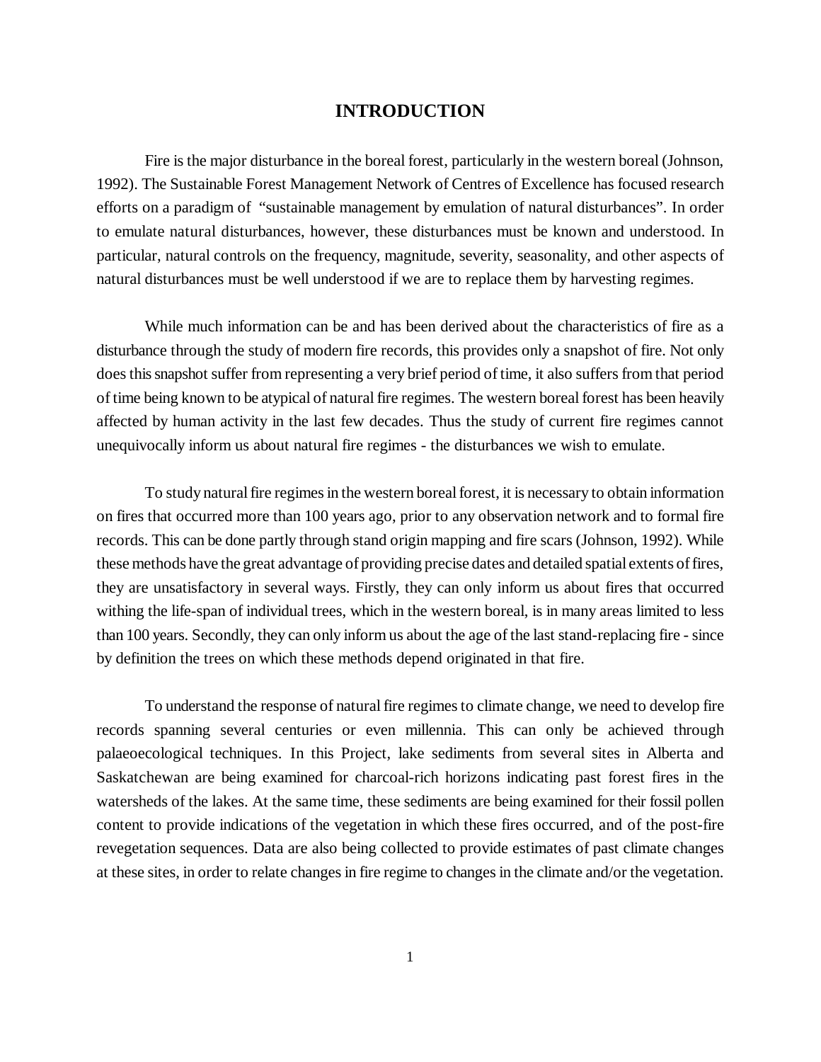# INTRODUCTION

Fire is the major disturbance in the boreal forest, particularly in the western boreal (Johnson, 1992). The Sustainable Forest Management Network of Centres of Excellence has focused research efforts on a paradigm of "sustainable management by emulation of natural disturbances". In order to emulate natural disturbances, however, these disturbances must be known and understood. In particular, natural controls on the frequency, magnitude, severity, seasonality, and other aspects of natural disturbances must be well understood if we are to replace them by harvesting regimes.

While much information can be and has been derived about the characteristics of fire as a disturbance through the study of modern fire records, this provides only a snapshot of fire. Not only does this snapshot suffer from representing a very brief period of time, it also suffers from that period of time being known to be atypical of natural fire regimes. The western boreal forest has been heavily affected by human activity in the last few decades. Thus the study of current fire regimes cannot unequivocally inform us about natural fire regimes - the disturbances we wish to emulate.

To study natural fire regimes in the western boreal forest, it is necessary to obtain information on fires that occurred more than 100 years ago, prior to any observation network and to formal fire records. This can be done partly through stand origin mapping and fire scars (Johnson, 1992). While these methods have the great advantage of providing precise dates and detailed spatial extents of fires, they are unsatisfactory in several ways. Firstly, they can only inform us about fires that occurred withing the life-span of individual trees, which in the western boreal, is in many areas limited to less than 100 years. Secondly, they can only inform us about the age of the last stand-replacing fire - since by definition the trees on which these methods depend originated in that fire.

To understand the response of natural fire regimes to climate change, we need to develop fire records spanning several centuries or even millennia. This can only be achieved through palaeoecological techniques. In this Project, lake sediments from several sites in Alberta and Saskatchewan are being examined for charcoal-rich horizons indicating past forest fires in the watersheds of the lakes. At the same time, these sediments are being examined for their fossil pollen content to provide indications of the vegetation in which these fires occurred, and of the post-fire revegetation sequences. Data are also being collected to provide estimates of past climate changes at these sites, in order to relate changes in fire regime to changes in the climate and/or the vegetation.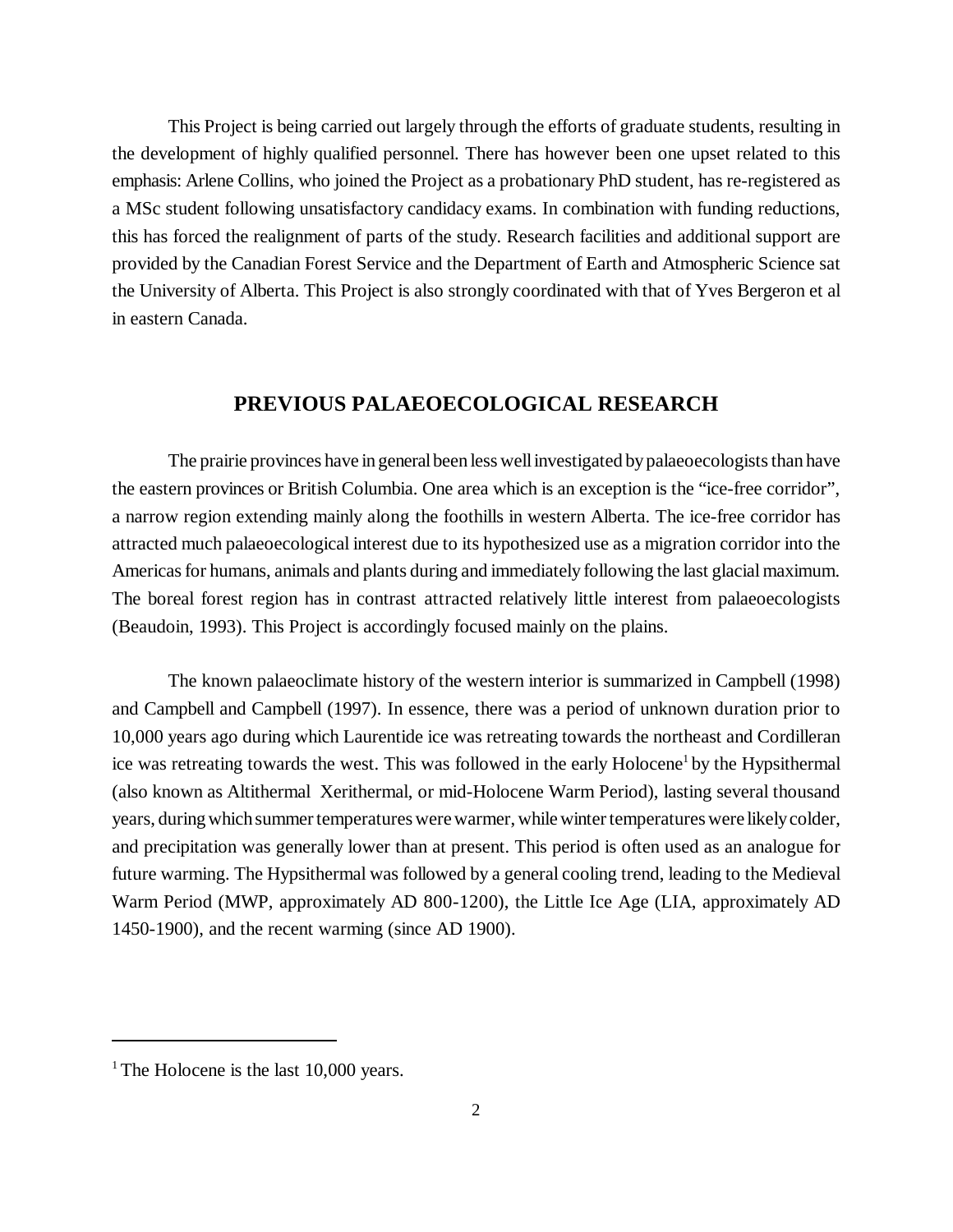This Project is being carried out largely through the efforts of graduate students, resulting in the development of highly qualified personnel. There has however been one upset related to this emphasis: Arlene Collins, who joined the Project as a probationary PhD student, has re-registered as a MSc student following unsatisfactory candidacy exams. In combination with funding reductions, this has forced the realignment of parts of the study. Research facilities and additional support are provided by the Canadian Forest Service and the Department of Earth and Atmospheric Science sat the University of Alberta. This Project is also strongly coordinated with that of Yves Bergeron et al in eastern Canada.

## PREVIOUS PALAEOECOLOGICAL RESEARCH

The prairie provinces have in general been less well investigated by palaeoecologists than have the eastern provinces or British Columbia. One area which is an exception is the "ice-free corridor", a narrow region extending mainly along the foothills in western Alberta. The ice-free corridor has attracted much palaeoecological interest due to its hypothesized use as a migration corridor into the Americas for humans, animals and plants during and immediately following the last glacial maximum. The boreal forest region has in contrast attracted relatively little interest from palaeoecologists (Beaudoin, 1993). This Project is accordingly focused mainly on the plains.

The known palaeoclimate history of the western interior is summarized in Campbell (1998) and Campbell and Campbell (1997). In essence, there was a period of unknown duration prior to 10,000 years ago during which Laurentide ice was retreating towards the northeast and Cordilleran ice was retreating towards the west. This was followed in the early Holocene[1] by the Hypsithermal (also known as Altithermal Xerithermal, or mid-Holocene Warm Period), lasting several thousand years, during which summer temperatures were warmer, while winter temperatures were likely colder, and precipitation was generally lower than at present. This period is often used as an analogue for future warming. The Hypsithermal was followed by a general cooling trend, leading to the Medieval Warm Period (MWP, approximately AD 800-1200), the Little Ice Age (LIA, approximately AD 1450-1900), and the recent warming (since AD 1900).

[1] The Holocene is the last 10,000 years.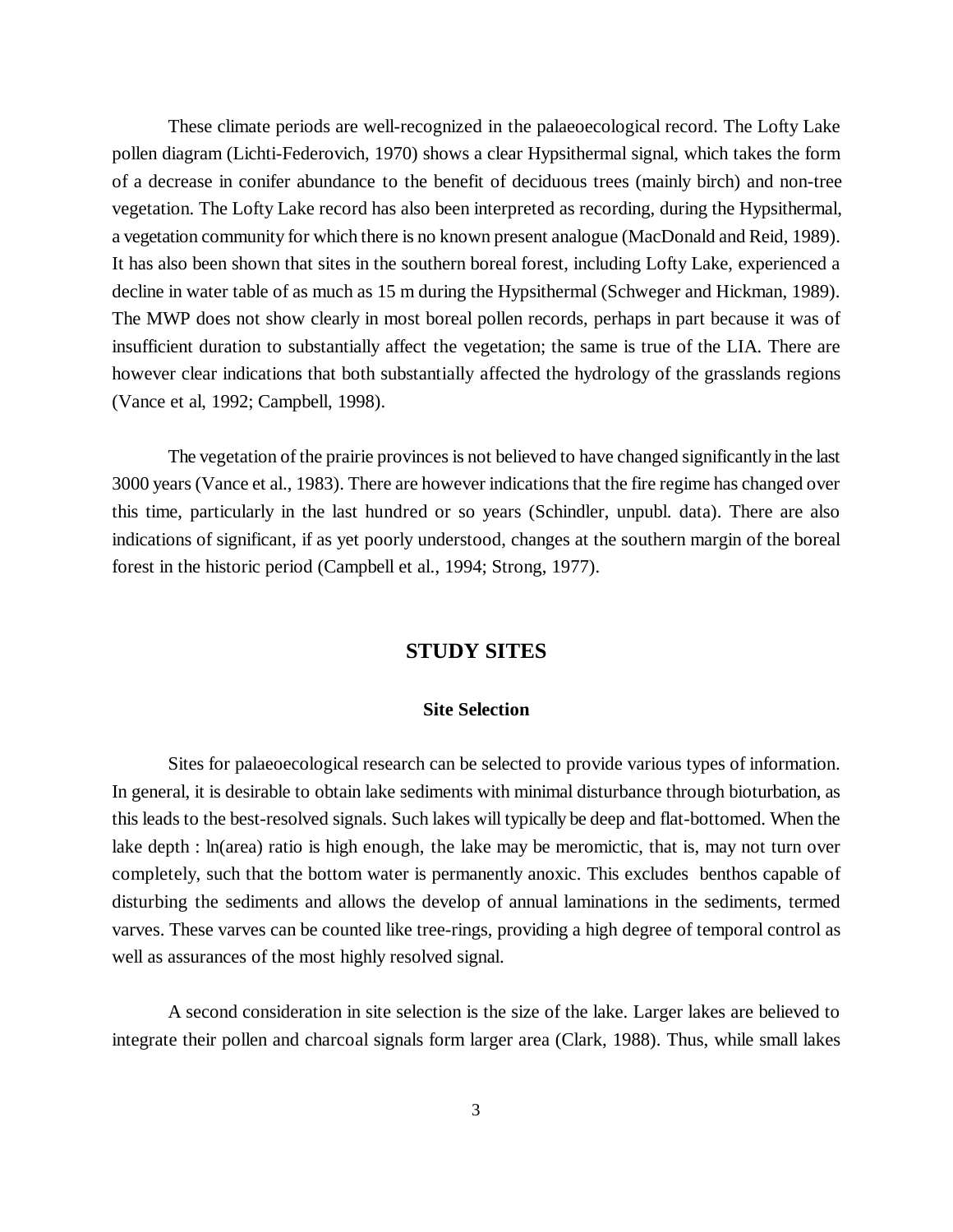These climate periods are well-recognized in the palaeoecological record. The Lofty Lake pollen diagram (Lichti-Federovich, 1970) shows a clear Hypsithermal signal, which takes the form of a decrease in conifer abundance to the benefit of deciduous trees (mainly birch) and non-tree vegetation. The Lofty Lake record has also been interpreted as recording, during the Hypsithermal, a vegetation community for which there is no known present analogue (MacDonald and Reid, 1989). It has also been shown that sites in the southern boreal forest, including Lofty Lake, experienced a decline in water table of as much as 15 m during the Hypsithermal (Schweger and Hickman, 1989). The MWP does not show clearly in most boreal pollen records, perhaps in part because it was of insufficient duration to substantially affect the vegetation; the same is true of the LIA. There are however clear indications that both substantially affected the hydrology of the grasslands regions (Vance et al, 1992; Campbell, 1998).

The vegetation of the prairie provinces is not believed to have changed significantly in the last 3000 years (Vance et al., 1983). There are however indications that the fire regime has changed over this time, particularly in the last hundred or so years (Schindler, unpubl. data). There are also indications of significant, if as yet poorly understood, changes at the southern margin of the boreal forest in the historic period (Campbell et al., 1994; Strong, 1977).

## STUDY SITES

### Site Selection

Sites for palaeoecological research can be selected to provide various types of information. In general, it is desirable to obtain lake sediments with minimal disturbance through bioturbation, as this leads to the best-resolved signals. Such lakes will typically be deep and flat-bottomed. When the lake depth : ln(area) ratio is high enough, the lake may be meromictic, that is, may not turn over completely, such that the bottom water is permanently anoxic. This excludes benthos capable of disturbing the sediments and allows the develop of annual laminations in the sediments, termed varves. These varves can be counted like tree-rings, providing a high degree of temporal control as well as assurances of the most highly resolved signal.

A second consideration in site selection is the size of the lake. Larger lakes are believed to integrate their pollen and charcoal signals form larger area (Clark, 1988). Thus, while small lakes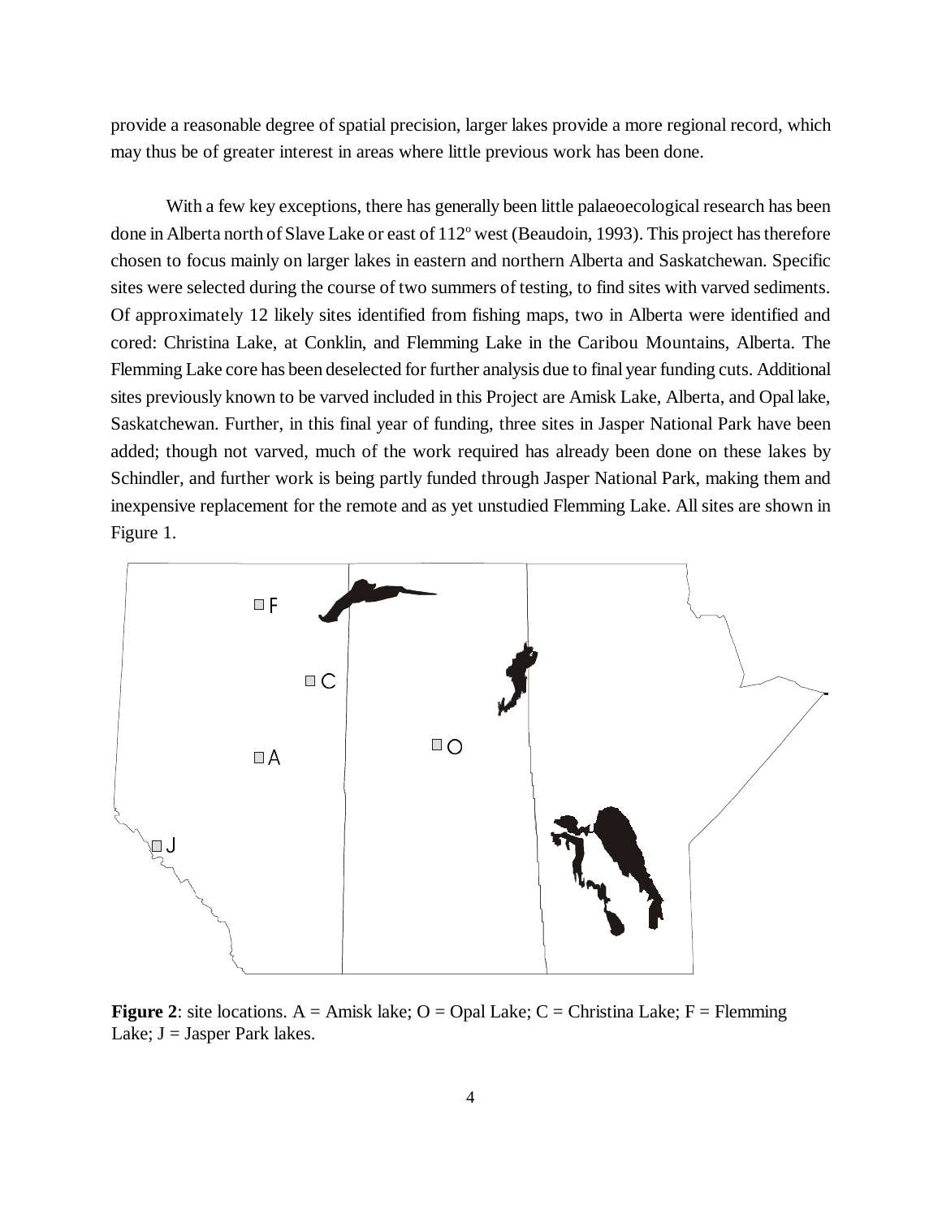provide a reasonable degree of spatial precision, larger lakes provide a more regional record, which may thus be of greater interest in areas where little previous work has been done.

With a few key exceptions, there has generally been little palaeoecological research has been done in Alberta north of Slave Lake or east of 112° west (Beaudoin, 1993). This project has therefore chosen to focus mainly on larger lakes in eastern and northern Alberta and Saskatchewan. Specific sites were selected during the course of two summers of testing, to find sites with varved sediments. Of approximately 12 likely sites identified from fishing maps, two in Alberta were identified and cored: Christina Lake, at Conklin, and Flemming Lake in the Caribou Mountains, Alberta. The Flemming Lake core has been deselected for further analysis due to final year funding cuts. Additional sites previously known to be varved included in this Project are Amisk Lake, Alberta, and Opal lake, Saskatchewan. Further, in this final year of funding, three sites in Jasper National Park have been added; though not varved, much of the work required has already been done on these lakes by Schindler, and further work is being partly funded through Jasper National Park, making them and inexpensive replacement for the remote and as yet unstudied Flemming Lake. All sites are shown in Figure 1.

**Figure 2**: site locations. A = Amisk lake; O = Opal Lake; C = Christina Lake; F = Flemming Lake; J = Jasper Park lakes.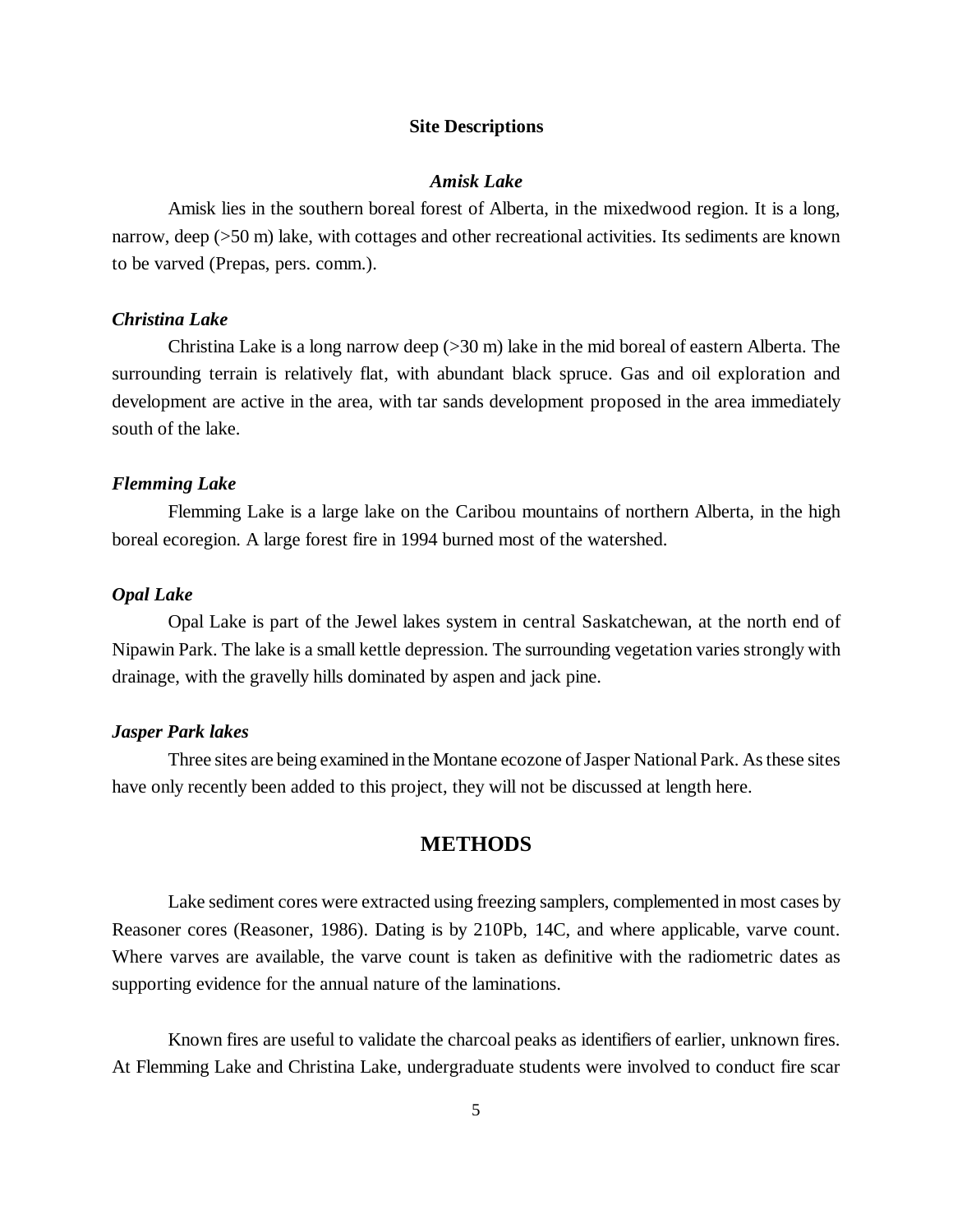## Site Descriptions

### *Amisk Lake*

Amisk lies in the southern boreal forest of Alberta, in the mixedwood region. It is a long, narrow, deep (>50 m) lake, with cottages and other recreational activities. Its sediments are known to be varved (Prepas, pers. comm.).

### *Christina Lake*

Christina Lake is a long narrow deep (>30 m) lake in the mid boreal of eastern Alberta. The surrounding terrain is relatively flat, with abundant black spruce. Gas and oil exploration and development are active in the area, with tar sands development proposed in the area immediately south of the lake.

### *Flemming Lake*

Flemming Lake is a large lake on the Caribou mountains of northern Alberta, in the high boreal ecoregion. A large forest fire in 1994 burned most of the watershed.

### *Opal Lake*

Opal Lake is part of the Jewel lakes system in central Saskatchewan, at the north end of Nipawin Park. The lake is a small kettle depression. The surrounding vegetation varies strongly with drainage, with the gravelly hills dominated by aspen and jack pine.

### *Jasper Park lakes*

Three sites are being examined in the Montane ecozone of Jasper National Park. As these sites have only recently been added to this project, they will not be discussed at length here.

## METHODS

Lake sediment cores were extracted using freezing samplers, complemented in most cases by Reasoner cores (Reasoner, 1986). Dating is by 210Pb, 14C, and where applicable, varve count. Where varves are available, the varve count is taken as definitive with the radiometric dates as supporting evidence for the annual nature of the laminations.

Known fires are useful to validate the charcoal peaks as identifiers of earlier, unknown fires. At Flemming Lake and Christina Lake, undergraduate students were involved to conduct fire scar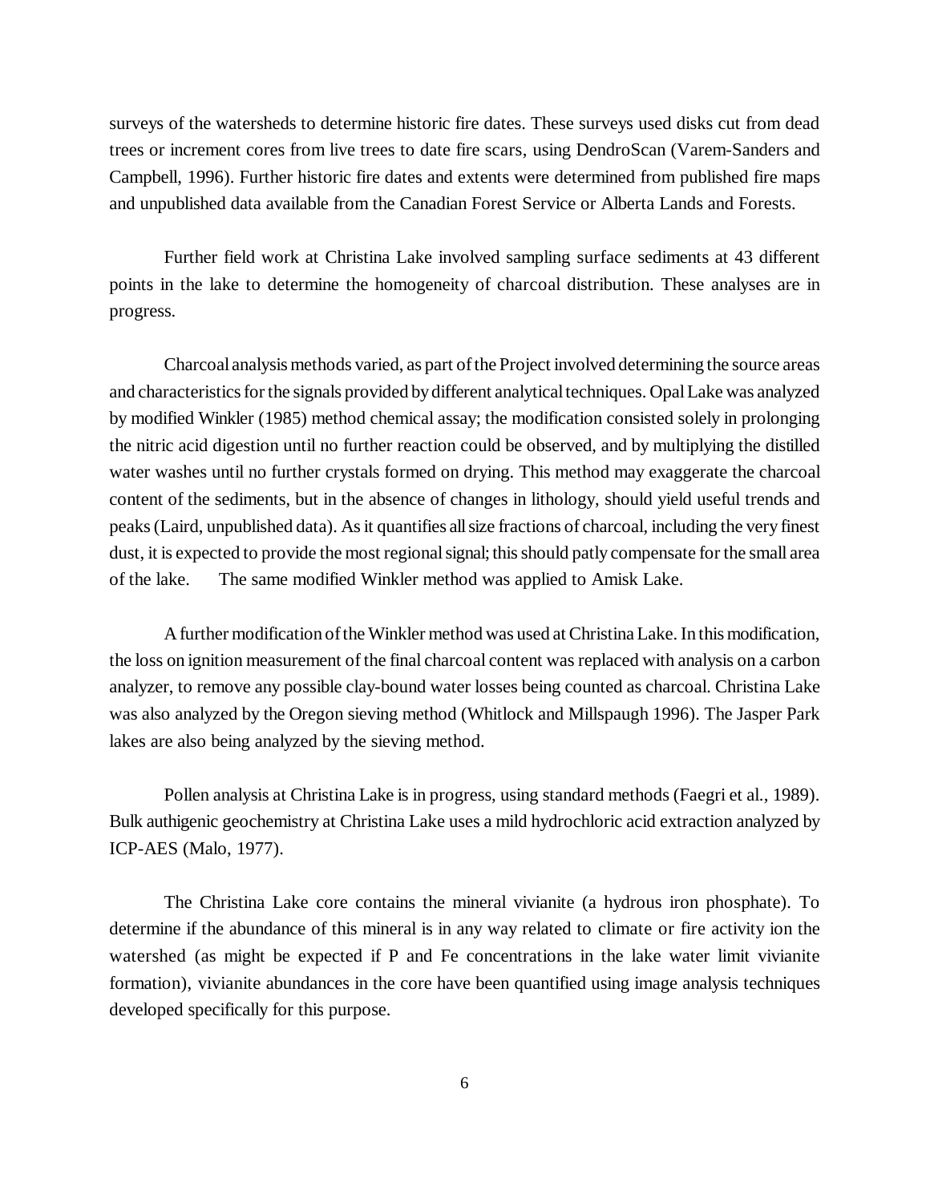surveys of the watersheds to determine historic fire dates. These surveys used disks cut from dead trees or increment cores from live trees to date fire scars, using DendroScan (Varem-Sanders and Campbell, 1996). Further historic fire dates and extents were determined from published fire maps and unpublished data available from the Canadian Forest Service or Alberta Lands and Forests.

Further field work at Christina Lake involved sampling surface sediments at 43 different points in the lake to determine the homogeneity of charcoal distribution. These analyses are in progress.

Charcoal analysis methods varied, as part of the Project involved determining the source areas and characteristics for the signals provided by different analytical techniques. Opal Lake was analyzed by modified Winkler (1985) method chemical assay; the modification consisted solely in prolonging the nitric acid digestion until no further reaction could be observed, and by multiplying the distilled water washes until no further crystals formed on drying. This method may exaggerate the charcoal content of the sediments, but in the absence of changes in lithology, should yield useful trends and peaks (Laird, unpublished data). As it quantifies all size fractions of charcoal, including the very finest dust, it is expected to provide the most regional signal; this should patly compensate for the small area of the lake. The same modified Winkler method was applied to Amisk Lake.

A further modification of the Winkler method was used at Christina Lake. In this modification, the loss on ignition measurement of the final charcoal content was replaced with analysis on a carbon analyzer, to remove any possible clay-bound water losses being counted as charcoal. Christina Lake was also analyzed by the Oregon sieving method (Whitlock and Millspaugh 1996). The Jasper Park lakes are also being analyzed by the sieving method.

Pollen analysis at Christina Lake is in progress, using standard methods (Faegri et al., 1989). Bulk authigenic geochemistry at Christina Lake uses a mild hydrochloric acid extraction analyzed by ICP-AES (Malo, 1977).

The Christina Lake core contains the mineral vivianite (a hydrous iron phosphate). To determine if the abundance of this mineral is in any way related to climate or fire activity ion the watershed (as might be expected if P and Fe concentrations in the lake water limit vivianite formation), vivianite abundances in the core have been quantified using image analysis techniques developed specifically for this purpose.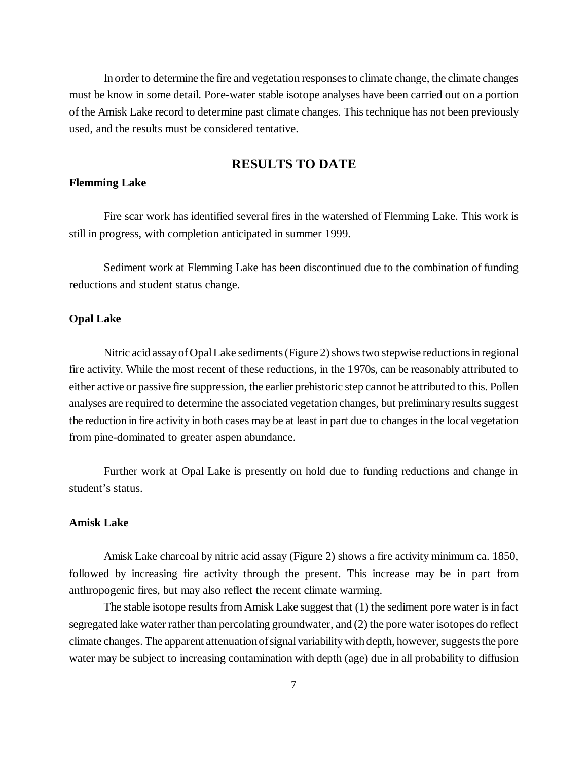In order to determine the fire and vegetation responses to climate change, the climate changes must be know in some detail. Pore-water stable isotope analyses have been carried out on a portion of the Amisk Lake record to determine past climate changes. This technique has not been previously used, and the results must be considered tentative.

## RESULTS TO DATE

### Flemming Lake

Fire scar work has identified several fires in the watershed of Flemming Lake. This work is still in progress, with completion anticipated in summer 1999.

Sediment work at Flemming Lake has been discontinued due to the combination of funding reductions and student status change.

### Opal Lake

Nitric acid assay of Opal Lake sediments (Figure 2) shows two stepwise reductions in regional fire activity. While the most recent of these reductions, in the 1970s, can be reasonably attributed to either active or passive fire suppression, the earlier prehistoric step cannot be attributed to this. Pollen analyses are required to determine the associated vegetation changes, but preliminary results suggest the reduction in fire activity in both cases may be at least in part due to changes in the local vegetation from pine-dominated to greater aspen abundance.

Further work at Opal Lake is presently on hold due to funding reductions and change in student's status.

### Amisk Lake

Amisk Lake charcoal by nitric acid assay (Figure 2) shows a fire activity minimum ca. 1850, followed by increasing fire activity through the present. This increase may be in part from anthropogenic fires, but may also reflect the recent climate warming.

The stable isotope results from Amisk Lake suggest that (1) the sediment pore water is in fact segregated lake water rather than percolating groundwater, and (2) the pore water isotopes do reflect climate changes. The apparent attenuation of signal variability with depth, however, suggests the pore water may be subject to increasing contamination with depth (age) due in all probability to diffusion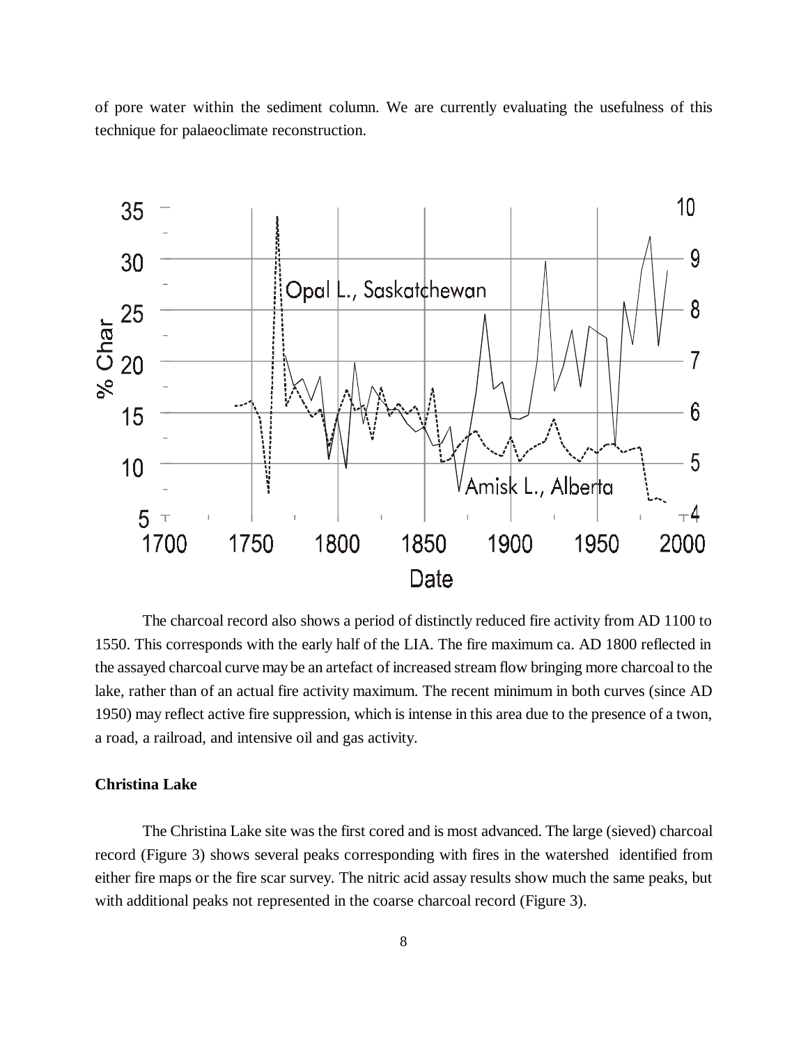of pore water within the sediment column. We are currently evaluating the usefulness of this technique for palaeoclimate reconstruction.

The charcoal record also shows a period of distinctly reduced fire activity from AD 1100 to 1550. This corresponds with the early half of the LIA. The fire maximum ca. AD 1800 reflected in the assayed charcoal curve may be an artefact of increased stream flow bringing more charcoal to the lake, rather than of an actual fire activity maximum. The recent minimum in both curves (since AD 1950) may reflect active fire suppression, which is intense in this area due to the presence of a twon, a road, a railroad, and intensive oil and gas activity.

### Christina Lake

The Christina Lake site was the first cored and is most advanced. The large (sieved) charcoal record (Figure 3) shows several peaks corresponding with fires in the watershed identified from either fire maps or the fire scar survey. The nitric acid assay results show much the same peaks, but with additional peaks not represented in the coarse charcoal record (Figure 3).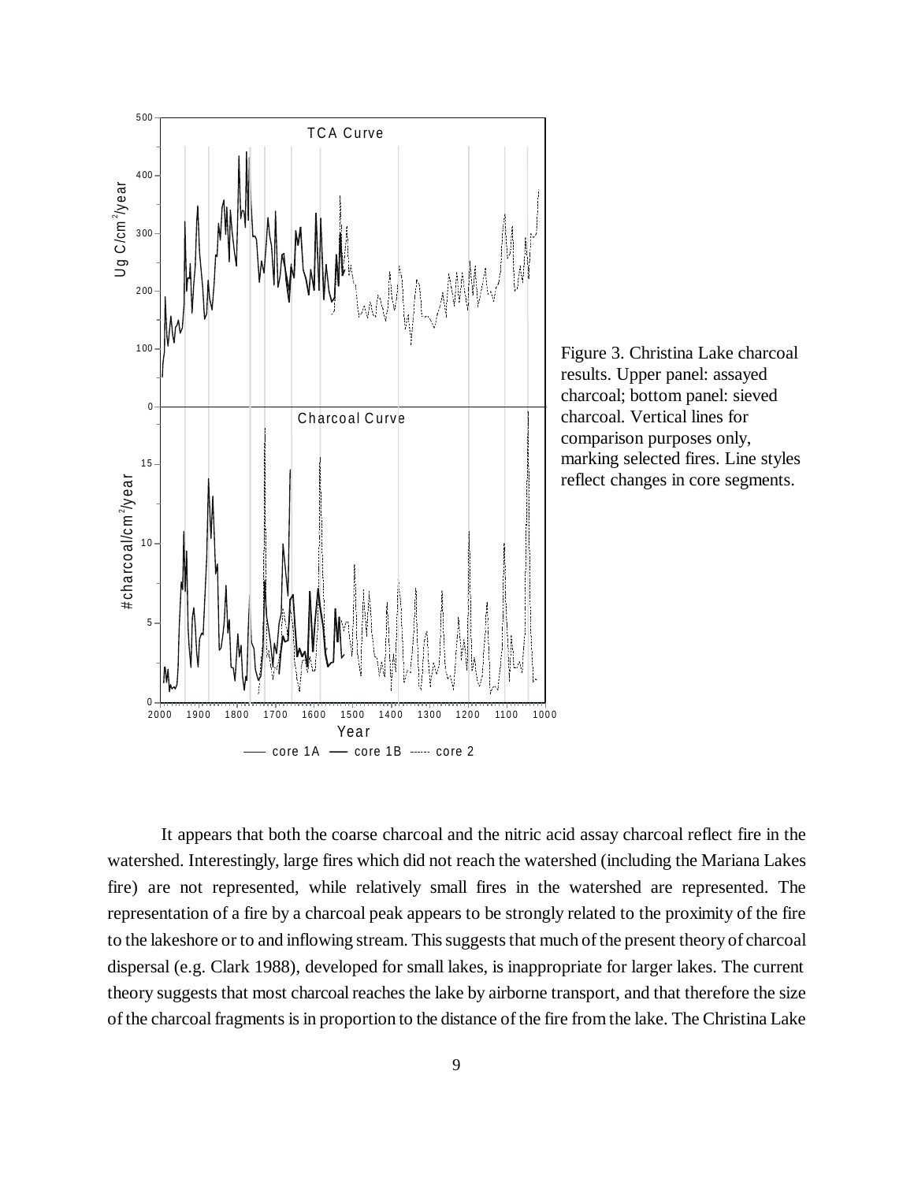Figure 3. Christina Lake charcoal results. Upper panel: assayed charcoal; bottom panel: sieved charcoal. Vertical lines for comparison purposes only, marking selected fires. Line styles reflect changes in core segments.

It appears that both the coarse charcoal and the nitric acid assay charcoal reflect fire in the watershed. Interestingly, large fires which did not reach the watershed (including the Mariana Lakes fire) are not represented, while relatively small fires in the watershed are represented. The representation of a fire by a charcoal peak appears to be strongly related to the proximity of the fire to the lakeshore or to and inflowing stream. This suggests that much of the present theory of charcoal dispersal (e.g. Clark 1988), developed for small lakes, is inappropriate for larger lakes. The current theory suggests that most charcoal reaches the lake by airborne transport, and that therefore the size of the charcoal fragments is in proportion to the distance of the fire from the lake. The Christina Lake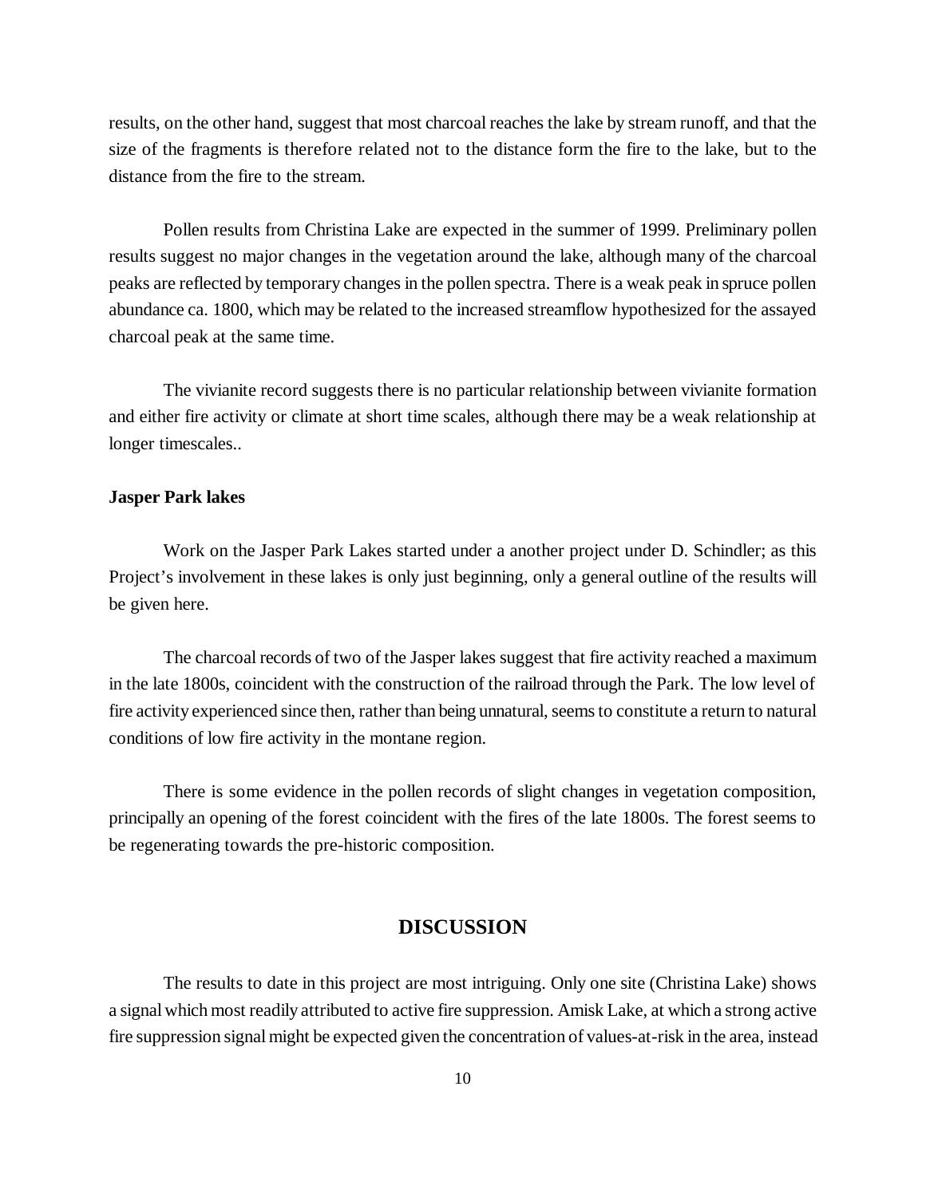results, on the other hand, suggest that most charcoal reaches the lake by stream runoff, and that the size of the fragments is therefore related not to the distance form the fire to the lake, but to the distance from the fire to the stream.

Pollen results from Christina Lake are expected in the summer of 1999. Preliminary pollen results suggest no major changes in the vegetation around the lake, although many of the charcoal peaks are reflected by temporary changes in the pollen spectra. There is a weak peak in spruce pollen abundance ca. 1800, which may be related to the increased streamflow hypothesized for the assayed charcoal peak at the same time.

The vivianite record suggests there is no particular relationship between vivianite formation and either fire activity or climate at short time scales, although there may be a weak relationship at longer timescales..

**Jasper Park lakes**

Work on the Jasper Park Lakes started under a another project under D. Schindler; as this Project's involvement in these lakes is only just beginning, only a general outline of the results will be given here.

The charcoal records of two of the Jasper lakes suggest that fire activity reached a maximum in the late 1800s, coincident with the construction of the railroad through the Park. The low level of fire activity experienced since then, rather than being unnatural, seems to constitute a return to natural conditions of low fire activity in the montane region.

There is some evidence in the pollen records of slight changes in vegetation composition, principally an opening of the forest coincident with the fires of the late 1800s. The forest seems to be regenerating towards the pre-historic composition.

## DISCUSSION

The results to date in this project are most intriguing. Only one site (Christina Lake) shows a signal which most readily attributed to active fire suppression. Amisk Lake, at which a strong active fire suppression signal might be expected given the concentration of values-at-risk in the area, instead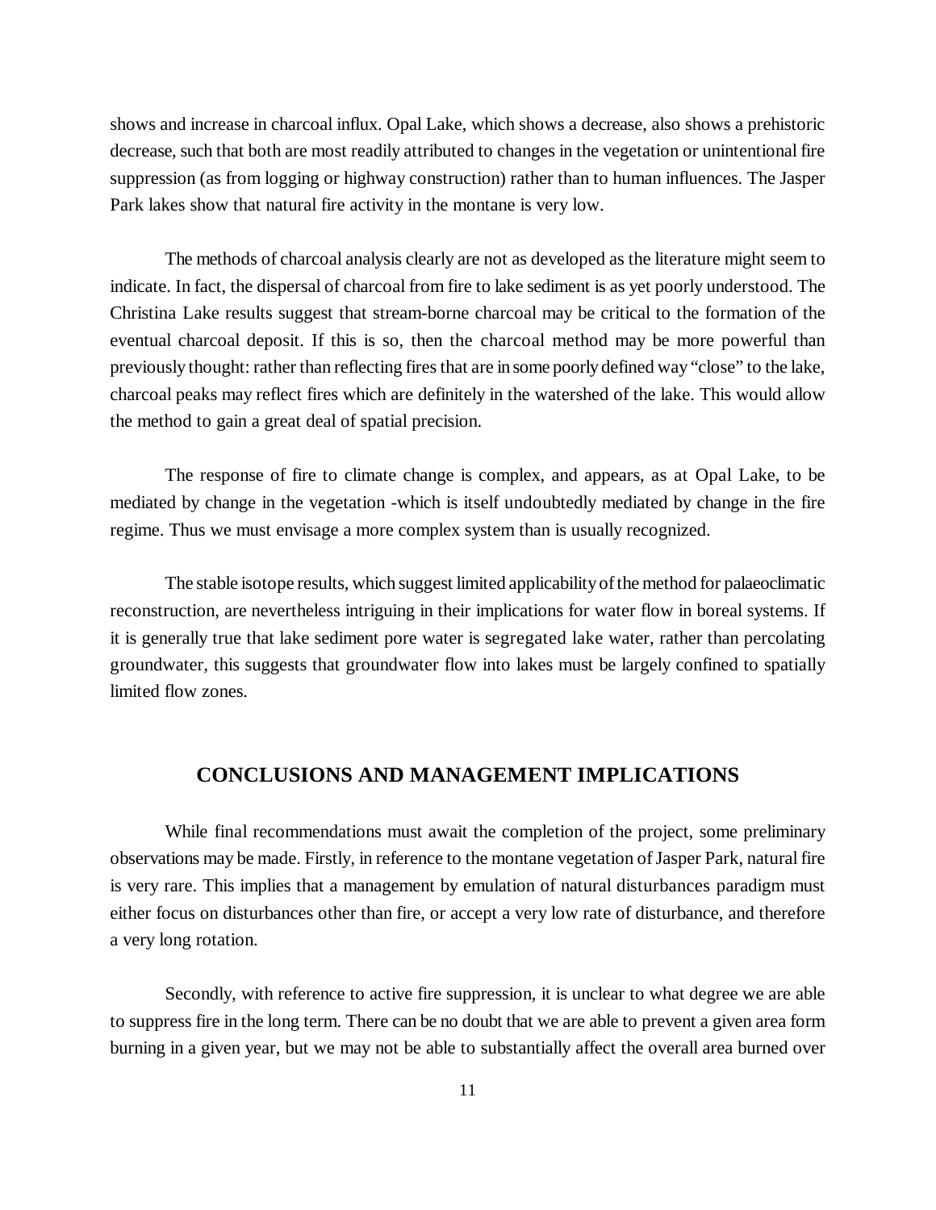shows and increase in charcoal influx. Opal Lake, which shows a decrease, also shows a prehistoric decrease, such that both are most readily attributed to changes in the vegetation or unintentional fire suppression (as from logging or highway construction) rather than to human influences. The Jasper Park lakes show that natural fire activity in the montane is very low.

The methods of charcoal analysis clearly are not as developed as the literature might seem to indicate. In fact, the dispersal of charcoal from fire to lake sediment is as yet poorly understood. The Christina Lake results suggest that stream-borne charcoal may be critical to the formation of the eventual charcoal deposit. If this is so, then the charcoal method may be more powerful than previously thought: rather than reflecting fires that are in some poorly defined way "close" to the lake, charcoal peaks may reflect fires which are definitely in the watershed of the lake. This would allow the method to gain a great deal of spatial precision.

The response of fire to climate change is complex, and appears, as at Opal Lake, to be mediated by change in the vegetation -which is itself undoubtedly mediated by change in the fire regime. Thus we must envisage a more complex system than is usually recognized.

The stable isotope results, which suggest limited applicability of the method for palaeoclimatic reconstruction, are nevertheless intriguing in their implications for water flow in boreal systems. If it is generally true that lake sediment pore water is segregated lake water, rather than percolating groundwater, this suggests that groundwater flow into lakes must be largely confined to spatially limited flow zones.

## CONCLUSIONS AND MANAGEMENT IMPLICATIONS

While final recommendations must await the completion of the project, some preliminary observations may be made. Firstly, in reference to the montane vegetation of Jasper Park, natural fire is very rare. This implies that a management by emulation of natural disturbances paradigm must either focus on disturbances other than fire, or accept a very low rate of disturbance, and therefore a very long rotation.

Secondly, with reference to active fire suppression, it is unclear to what degree we are able to suppress fire in the long term. There can be no doubt that we are able to prevent a given area form burning in a given year, but we may not be able to substantially affect the overall area burned over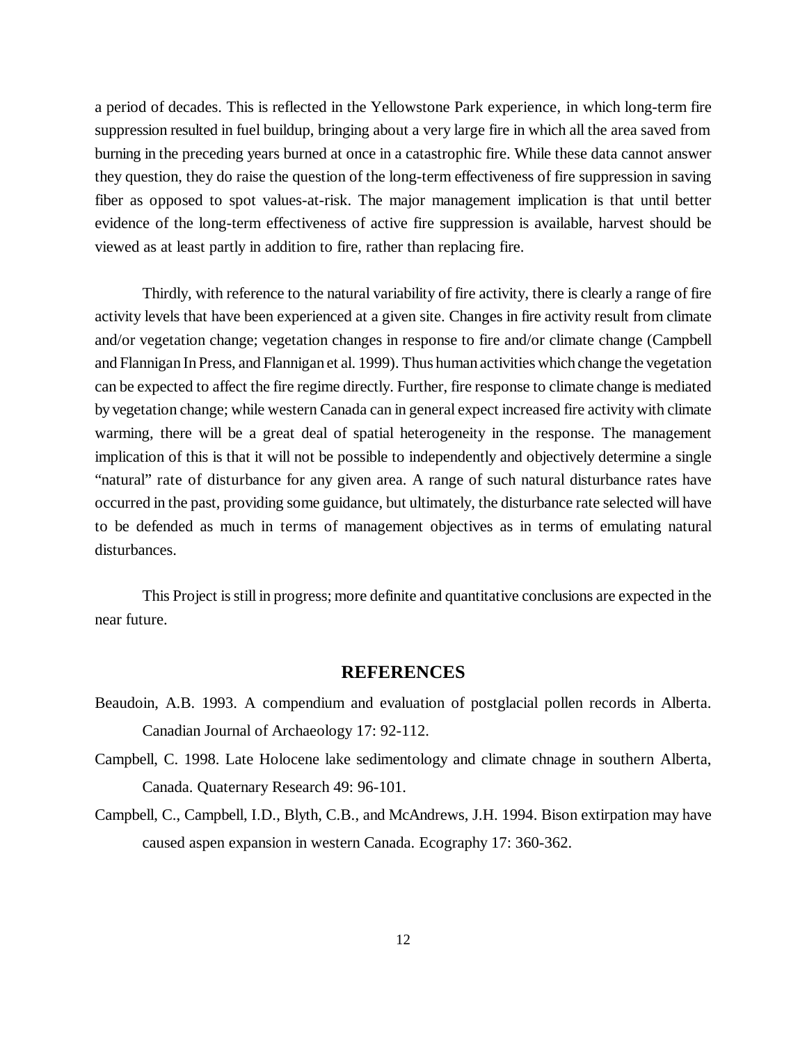a period of decades. This is reflected in the Yellowstone Park experience, in which long-term fire suppression resulted in fuel buildup, bringing about a very large fire in which all the area saved from burning in the preceding years burned at once in a catastrophic fire. While these data cannot answer they question, they do raise the question of the long-term effectiveness of fire suppression in saving fiber as opposed to spot values-at-risk. The major management implication is that until better evidence of the long-term effectiveness of active fire suppression is available, harvest should be viewed as at least partly in addition to fire, rather than replacing fire.

Thirdly, with reference to the natural variability of fire activity, there is clearly a range of fire activity levels that have been experienced at a given site. Changes in fire activity result from climate and/or vegetation change; vegetation changes in response to fire and/or climate change (Campbell and Flannigan In Press, and Flannigan et al. 1999). Thus human activities which change the vegetation can be expected to affect the fire regime directly. Further, fire response to climate change is mediated by vegetation change; while western Canada can in general expect increased fire activity with climate warming, there will be a great deal of spatial heterogeneity in the response. The management implication of this is that it will not be possible to independently and objectively determine a single "natural" rate of disturbance for any given area. A range of such natural disturbance rates have occurred in the past, providing some guidance, but ultimately, the disturbance rate selected will have to be defended as much in terms of management objectives as in terms of emulating natural disturbances.

This Project is still in progress; more definite and quantitative conclusions are expected in the near future.

## REFERENCES

Beaudoin, A.B. 1993. A compendium and evaluation of postglacial pollen records in Alberta. Canadian Journal of Archaeology 17: 92-112.

Campbell, C. 1998. Late Holocene lake sedimentology and climate chnage in southern Alberta, Canada. Quaternary Research 49: 96-101.

Campbell, C., Campbell, I.D., Blyth, C.B., and McAndrews, J.H. 1994. Bison extirpation may have caused aspen expansion in western Canada. Ecography 17: 360-362.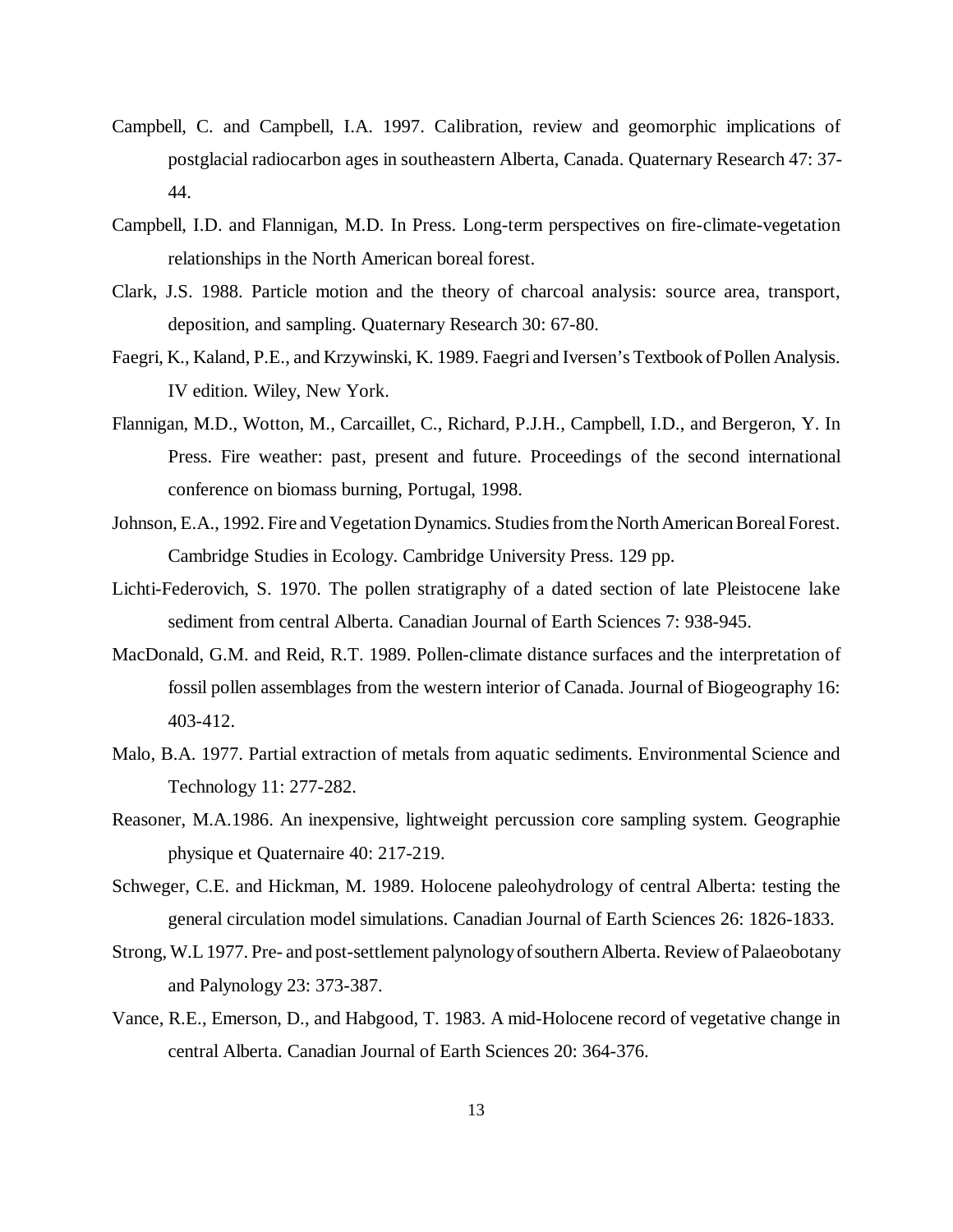Campbell, C. and Campbell, I.A. 1997. Calibration, review and geomorphic implications of postglacial radiocarbon ages in southeastern Alberta, Canada. Quaternary Research 47: 37-44.

Campbell, I.D. and Flannigan, M.D. In Press. Long-term perspectives on fire-climate-vegetation relationships in the North American boreal forest.

Clark, J.S. 1988. Particle motion and the theory of charcoal analysis: source area, transport, deposition, and sampling. Quaternary Research 30: 67-80.

Faegri, K., Kaland, P.E., and Krzywinski, K. 1989. Faegri and Iversen's Textbook of Pollen Analysis. IV edition. Wiley, New York.

Flannigan, M.D., Wotton, M., Carcaillet, C., Richard, P.J.H., Campbell, I.D., and Bergeron, Y. In Press. Fire weather: past, present and future. Proceedings of the second international conference on biomass burning, Portugal, 1998.

Johnson, E.A., 1992. Fire and Vegetation Dynamics. Studies from the North American Boreal Forest. Cambridge Studies in Ecology. Cambridge University Press. 129 pp.

Lichti-Federovich, S. 1970. The pollen stratigraphy of a dated section of late Pleistocene lake sediment from central Alberta. Canadian Journal of Earth Sciences 7: 938-945.

MacDonald, G.M. and Reid, R.T. 1989. Pollen-climate distance surfaces and the interpretation of fossil pollen assemblages from the western interior of Canada. Journal of Biogeography 16: 403-412.

Malo, B.A. 1977. Partial extraction of metals from aquatic sediments. Environmental Science and Technology 11: 277-282.

Reasoner, M.A.1986. An inexpensive, lightweight percussion core sampling system. Geographie physique et Quaternaire 40: 217-219.

Schweger, C.E. and Hickman, M. 1989. Holocene paleohydrology of central Alberta: testing the general circulation model simulations. Canadian Journal of Earth Sciences 26: 1826-1833.

Strong, W.L 1977. Pre- and post-settlement palynology of southern Alberta. Review of Palaeobotany and Palynology 23: 373-387.

Vance, R.E., Emerson, D., and Habgood, T. 1983. A mid-Holocene record of vegetative change in central Alberta. Canadian Journal of Earth Sciences 20: 364-376.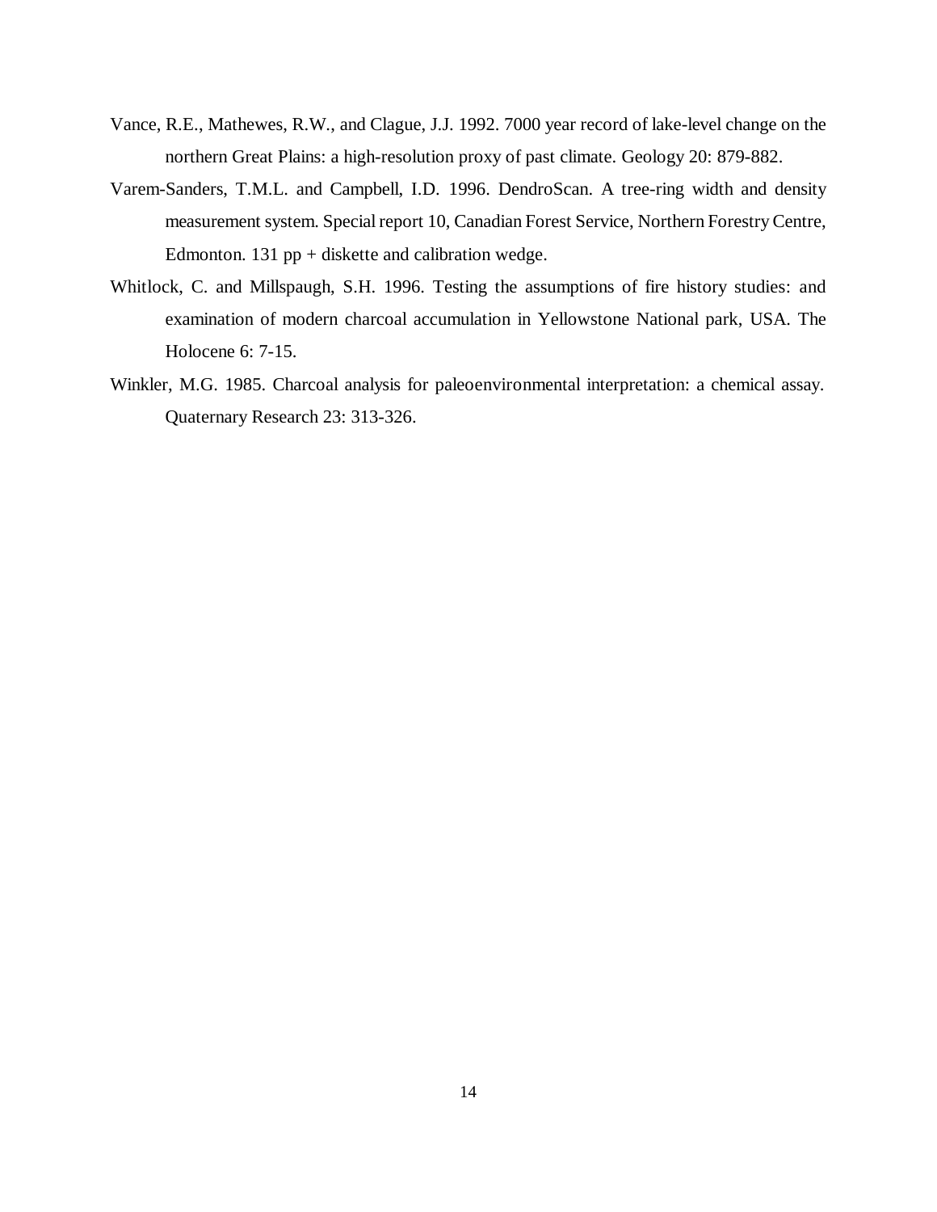Vance, R.E., Mathewes, R.W., and Clague, J.J. 1992. 7000 year record of lake-level change on the northern Great Plains: a high-resolution proxy of past climate. Geology 20: 879-882.

Varem-Sanders, T.M.L. and Campbell, I.D. 1996. DendroScan. A tree-ring width and density measurement system. Special report 10, Canadian Forest Service, Northern Forestry Centre, Edmonton. 131 pp + diskette and calibration wedge.

Whitlock, C. and Millspaugh, S.H. 1996. Testing the assumptions of fire history studies: and examination of modern charcoal accumulation in Yellowstone National park, USA. The Holocene 6: 7-15.

Winkler, M.G. 1985. Charcoal analysis for paleoenvironmental interpretation: a chemical assay. Quaternary Research 23: 313-326.